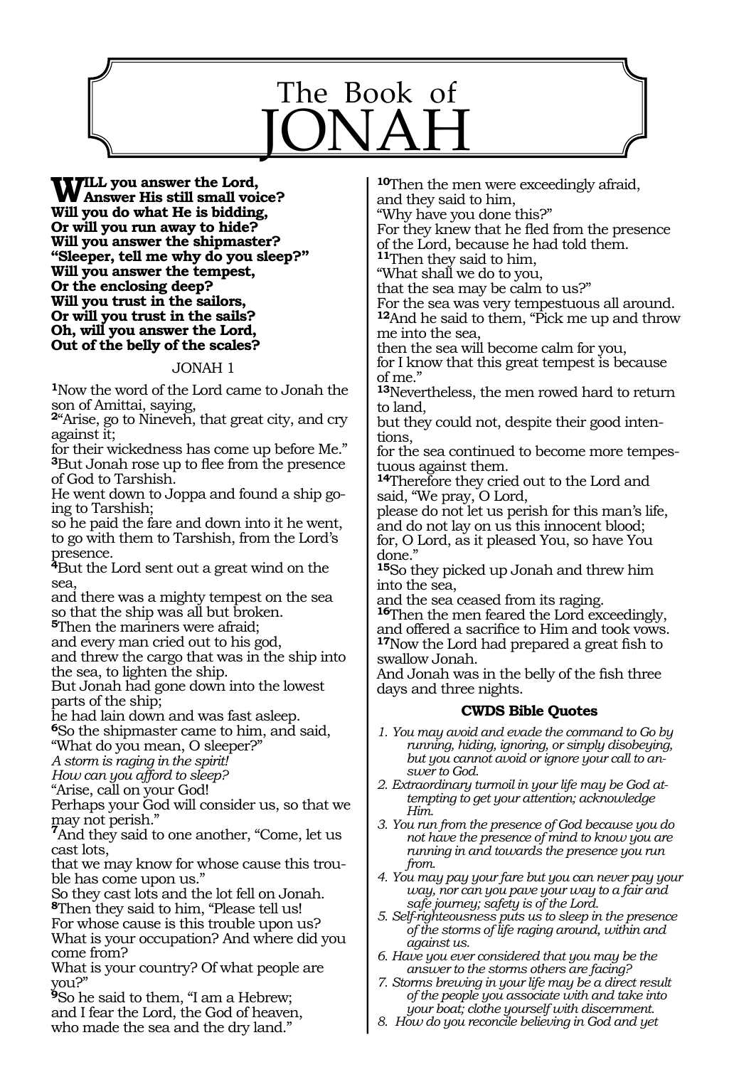# The Book of JONAH

**WILL you answer the Lord,**
**Answer His still small voice?**
**Will you do what He is bidding,**
**Or will you run away to hide?**
**Will you answer the shipmaster?**
**"Sleeper, tell me why do you sleep?"**
**Will you answer the tempest,**
**Or the enclosing deep?**
**Will you trust in the sailors,**
**Or will you trust in the sails?**
**Oh, will you answer the Lord,**
**Out of the belly of the scales?**

## JONAH 1

**1**Now the word of the Lord came to Jonah the son of Amittai, saying,
**2**"Arise, go to Nineveh, that great city, and cry against it;
for their wickedness has come up before Me."
**3**But Jonah rose up to flee from the presence of God to Tarshish.
He went down to Joppa and found a ship going to Tarshish;
so he paid the fare and down into it he went, to go with them to Tarshish, from the Lord's presence.
**4**But the Lord sent out a great wind on the sea,
and there was a mighty tempest on the sea so that the ship was all but broken.
**5**Then the mariners were afraid;
and every man cried out to his god,
and threw the cargo that was in the ship into the sea, to lighten the ship.
But Jonah had gone down into the lowest parts of the ship;
he had lain down and was fast asleep.
**6**So the shipmaster came to him, and said,
"What do you mean, O sleeper?"
*A storm is raging in the spirit!*
*How can you afford to sleep?*
"Arise, call on your God!
Perhaps your God will consider us, so that we may not perish."
**7**And they said to one another, "Come, let us cast lots,
that we may know for whose cause this trouble has come upon us."
So they cast lots and the lot fell on Jonah.
**8**Then they said to him, "Please tell us!
For whose cause is this trouble upon us?
What is your occupation? And where did you come from?
What is your country? Of what people are you?"
**9**So he said to them, "I am a Hebrew;
and I fear the Lord, the God of heaven,
who made the sea and the dry land."
**10**Then the men were exceedingly afraid,
and they said to him,
"Why have you done this?"
For they knew that he fled from the presence of the Lord, because he had told them.
**11**Then they said to him,
"What shall we do to you,
that the sea may be calm to us?"
For the sea was very tempestuous all around.
**12**And he said to them, "Pick me up and throw me into the sea,
then the sea will become calm for you,
for I know that this great tempest is because of me."
**13**Nevertheless, the men rowed hard to return to land,
but they could not, despite their good intentions,
for the sea continued to become more tempestuous against them.
**14**Therefore they cried out to the Lord and said, "We pray, O Lord,
please do not let us perish for this man's life,
and do not lay on us this innocent blood;
for, O Lord, as it pleased You, so have You done."
**15**So they picked up Jonah and threw him into the sea,
and the sea ceased from its raging.
**16**Then the men feared the Lord exceedingly,
and offered a sacrifice to Him and took vows.
**17**Now the Lord had prepared a great fish to swallow Jonah.
And Jonah was in the belly of the fish three days and three nights.

### CWDS Bible Quotes

1. *You may avoid and evade the command to Go by running, hiding, ignoring, or simply disobeying, but you cannot avoid or ignore your call to answer to God.*
2. *Extraordinary turmoil in your life may be God attempting to get your attention; acknowledge Him.*
3. *You run from the presence of God because you do not have the presence of mind to know you are running in and towards the presence you run from.*
4. *You may pay your fare but you can never pay your way, nor can you pave your way to a fair and safe journey; safety is of the Lord.*
5. *Self-righteousness puts us to sleep in the presence of the storms of life raging around, within and against us.*
6. *Have you ever considered that you may be the answer to the storms others are facing?*
7. *Storms brewing in your life may be a direct result of the people you associate with and take into your boat; clothe yourself with discernment.*
8. *How do you reconcile believing in God and yet*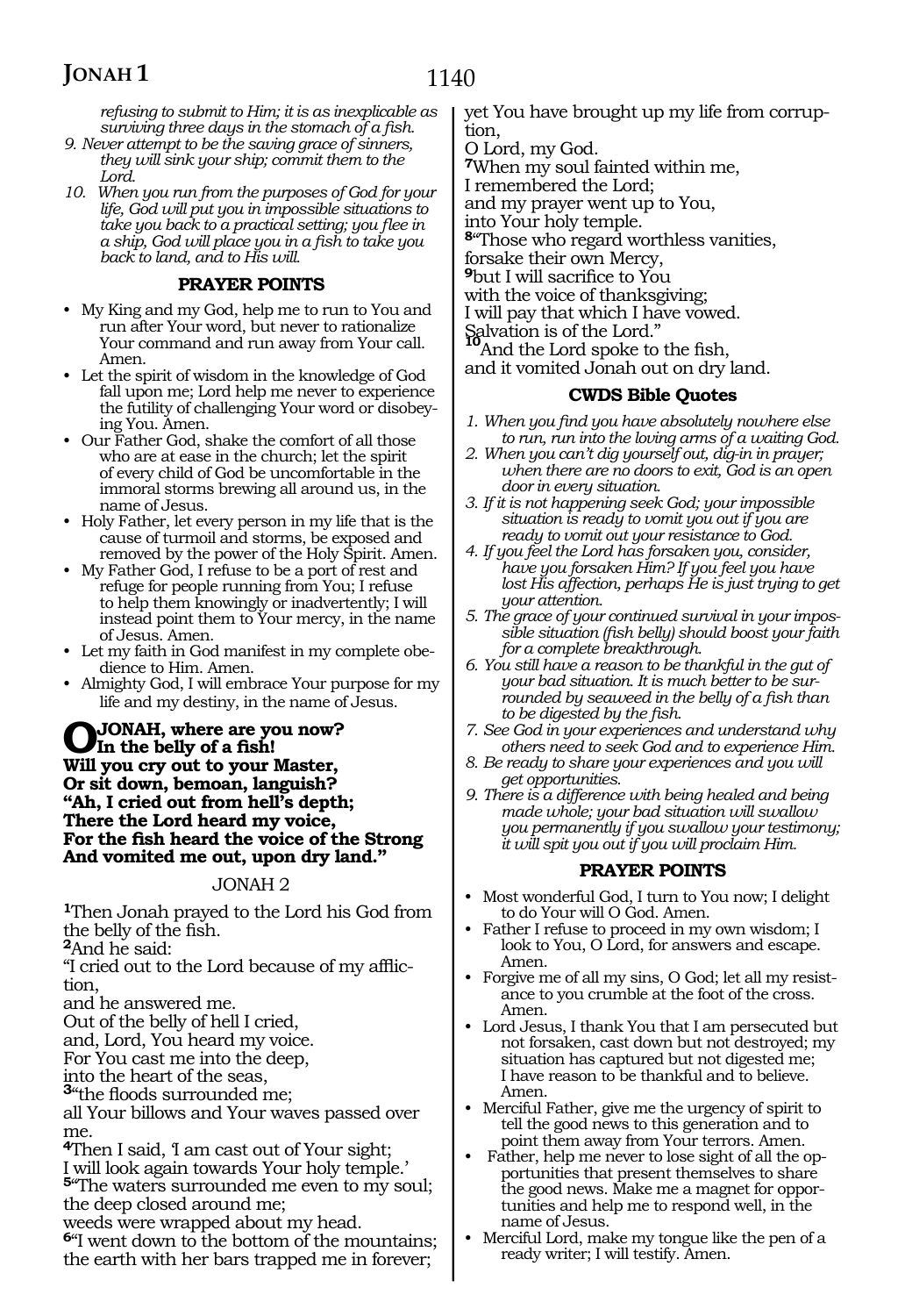*refusing to submit to Him; it is as inexplicable as surviving three days in the stomach of a fish.*

9. *Never attempt to be the saving grace of sinners, they will sink your ship; commit them to the Lord.*
10. *When you run from the purposes of God for your life, God will put you in impossible situations to take you back to a practical setting; you flee in a ship, God will place you in a fish to take you back to land, and to His will.*

### PRAYER POINTS

- My King and my God, help me to run to You and run after Your word, but never to rationalize Your command and run away from Your call. Amen.
- Let the spirit of wisdom in the knowledge of God fall upon me; Lord help me never to experience the futility of challenging Your word or disobeying You. Amen.
- Our Father God, shake the comfort of all those who are at ease in the church; let the spirit of every child of God be uncomfortable in the immoral storms brewing all around us, in the name of Jesus.
- Holy Father, let every person in my life that is the cause of turmoil and storms, be exposed and removed by the power of the Holy Spirit. Amen.
- My Father God, I refuse to be a port of rest and refuge for people running from You; I refuse to help them knowingly or inadvertently; I will instead point them to Your mercy, in the name of Jesus. Amen.
- Let my faith in God manifest in my complete obedience to Him. Amen.
- Almighty God, I will embrace Your purpose for my life and my destiny, in the name of Jesus.

**O JONAH, where are you now?**
**In the belly of a fish!**
**Will you cry out to your Master,**
**Or sit down, bemoan, languish?**
**"Ah, I cried out from hell's depth;**
**There the Lord heard my voice,**
**For the fish heard the voice of the Strong**
**And vomited me out, upon dry land."**

## JONAH 2

[1]Then Jonah prayed to the Lord his God from the belly of the fish.
[2]And he said:
"I cried out to the Lord because of my affliction,
and he answered me.
Out of the belly of hell I cried,
and, Lord, You heard my voice.
For You cast me into the deep,
into the heart of the seas,
[3]"the floods surrounded me;
all Your billows and Your waves passed over me.
[4]Then I said, 'I am cast out of Your sight;
I will look again towards Your holy temple.'
[5]"The waters surrounded me even to my soul;
the deep closed around me;
weeds were wrapped about my head.
[6]"I went down to the bottom of the mountains;
the earth with her bars trapped me in forever;
yet You have brought up my life from corruption,
O Lord, my God.
[7]When my soul fainted within me,
I remembered the Lord;
and my prayer went up to You,
into Your holy temple.
[8]"Those who regard worthless vanities,
forsake their own Mercy,
[9]but I will sacrifice to You
with the voice of thanksgiving;
I will pay that which I have vowed.
Salvation is of the Lord."
[10]And the Lord spoke to the fish,
and it vomited Jonah out on dry land.

### CWDS Bible Quotes

1. *When you find you have absolutely nowhere else to run, run into the loving arms of a waiting God.*
2. *When you can't dig yourself out, dig-in in prayer; when there are no doors to exit, God is an open door in every situation.*
3. *If it is not happening seek God; your impossible situation is ready to vomit you out if you are ready to vomit out your resistance to God.*
4. *If you feel the Lord has forsaken you, consider, have you forsaken Him? If you feel you have lost His affection, perhaps He is just trying to get your attention.*
5. *The grace of your continued survival in your impossible situation (fish belly) should boost your faith for a complete breakthrough.*
6. *You still have a reason to be thankful in the gut of your bad situation. It is much better to be surrounded by seaweed in the belly of a fish than to be digested by the fish.*
7. *See God in your experiences and understand why others need to seek God and to experience Him.*
8. *Be ready to share your experiences and you will get opportunities.*
9. *There is a difference with being healed and being made whole; your bad situation will swallow you permanently if you swallow your testimony; it will spit you out if you will proclaim Him.*

### PRAYER POINTS

- Most wonderful God, I turn to You now; I delight to do Your will O God. Amen.
- Father I refuse to proceed in my own wisdom; I look to You, O Lord, for answers and escape. Amen.
- Forgive me of all my sins, O God; let all my resistance to you crumble at the foot of the cross. Amen.
- Lord Jesus, I thank You that I am persecuted but not forsaken, cast down but not destroyed; my situation has captured but not digested me; I have reason to be thankful and to believe. Amen.
- Merciful Father, give me the urgency of spirit to tell the good news to this generation and to point them away from Your terrors. Amen.
- Father, help me never to lose sight of all the opportunities that present themselves to share the good news. Make me a magnet for opportunities and help me to respond well, in the name of Jesus.
- Merciful Lord, make my tongue like the pen of a ready writer; I will testify. Amen.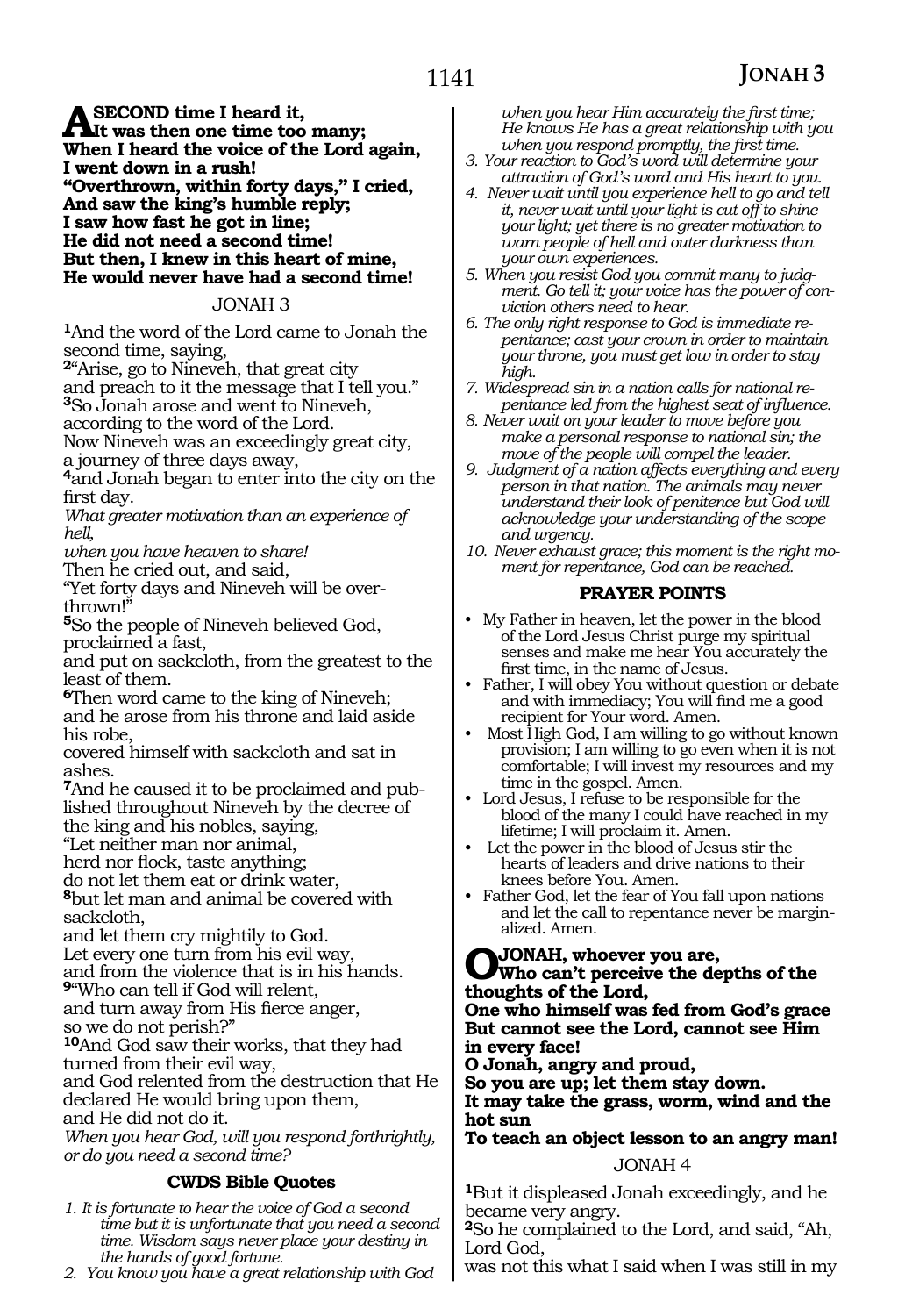**A SECOND time I heard it,**
**It was then one time too many;**
**When I heard the voice of the Lord again,**
**I went down in a rush!**
**"Overthrown, within forty days," I cried,**
**And saw the king's humble reply;**
**I saw how fast he got in line;**
**He did not need a second time!**
**But then, I knew in this heart of mine,**
**He would never have had a second time!**

## JONAH 3

1And the word of the Lord came to Jonah the second time, saying,
2"Arise, go to Nineveh, that great city
and preach to it the message that I tell you."
3So Jonah arose and went to Nineveh,
according to the word of the Lord.
Now Nineveh was an exceedingly great city,
a journey of three days away,
4and Jonah began to enter into the city on the first day.
*What greater motivation than an experience of hell,*
*when you have heaven to share!*
Then he cried out, and said,
"Yet forty days and Nineveh will be overthrown!"
5So the people of Nineveh believed God,
proclaimed a fast,
and put on sackcloth, from the greatest to the least of them.
6Then word came to the king of Nineveh;
and he arose from his throne and laid aside his robe,
covered himself with sackcloth and sat in ashes.
7And he caused it to be proclaimed and published throughout Nineveh by the decree of the king and his nobles, saying,
"Let neither man nor animal,
herd nor flock, taste anything;
do not let them eat or drink water,
8but let man and animal be covered with sackcloth,
and let them cry mightily to God.
Let every one turn from his evil way,
and from the violence that is in his hands.
9"Who can tell if God will relent,
and turn away from His fierce anger,
so we do not perish?"
10And God saw their works, that they had turned from their evil way,
and God relented from the destruction that He declared He would bring upon them,
and He did not do it.
*When you hear God, will you respond forthrightly, or do you need a second time?*

### CWDS Bible Quotes

1. *It is fortunate to hear the voice of God a second time but it is unfortunate that you need a second time. Wisdom says never place your destiny in the hands of good fortune.*
2. *You know you have a great relationship with God when you hear Him accurately the first time; He knows He has a great relationship with you when you respond promptly, the first time.*
3. *Your reaction to God's word will determine your attraction of God's word and His heart to you.*
4. *Never wait until you experience hell to go and tell it, never wait until your light is cut off to shine your light; yet there is no greater motivation to warn people of hell and outer darkness than your own experiences.*
5. *When you resist God you commit many to judgment. Go tell it; your voice has the power of conviction others need to hear.*
6. *The only right response to God is immediate repentance; cast your crown in order to maintain your throne, you must get low in order to stay high.*
7. *Widespread sin in a nation calls for national repentance led from the highest seat of influence.*
8. *Never wait on your leader to move before you make a personal response to national sin; the move of the people will compel the leader.*
9. *Judgment of a nation affects everything and every person in that nation. The animals may never understand their look of penitence but God will acknowledge your understanding of the scope and urgency.*
10. *Never exhaust grace; this moment is the right moment for repentance, God can be reached.*

### PRAYER POINTS

- My Father in heaven, let the power in the blood of the Lord Jesus Christ purge my spiritual senses and make me hear You accurately the first time, in the name of Jesus.
- Father, I will obey You without question or debate and with immediacy; You will find me a good recipient for Your word. Amen.
- Most High God, I am willing to go without known provision; I am willing to go even when it is not comfortable; I will invest my resources and my time in the gospel. Amen.
- Lord Jesus, I refuse to be responsible for the blood of the many I could have reached in my lifetime; I will proclaim it. Amen.
- Let the power in the blood of Jesus stir the hearts of leaders and drive nations to their knees before You. Amen.
- Father God, let the fear of You fall upon nations and let the call to repentance never be marginalized. Amen.

**O JONAH, whoever you are,**
**Who can't perceive the depths of the thoughts of the Lord,**
**One who himself was fed from God's grace**
**But cannot see the Lord, cannot see Him in every face!**
**O Jonah, angry and proud,**
**So you are up; let them stay down.**
**It may take the grass, worm, wind and the hot sun**
**To teach an object lesson to an angry man!**

## JONAH 4

1But it displeased Jonah exceedingly, and he became very angry.
2So he complained to the Lord, and said, "Ah, Lord God,
was not this what I said when I was still in my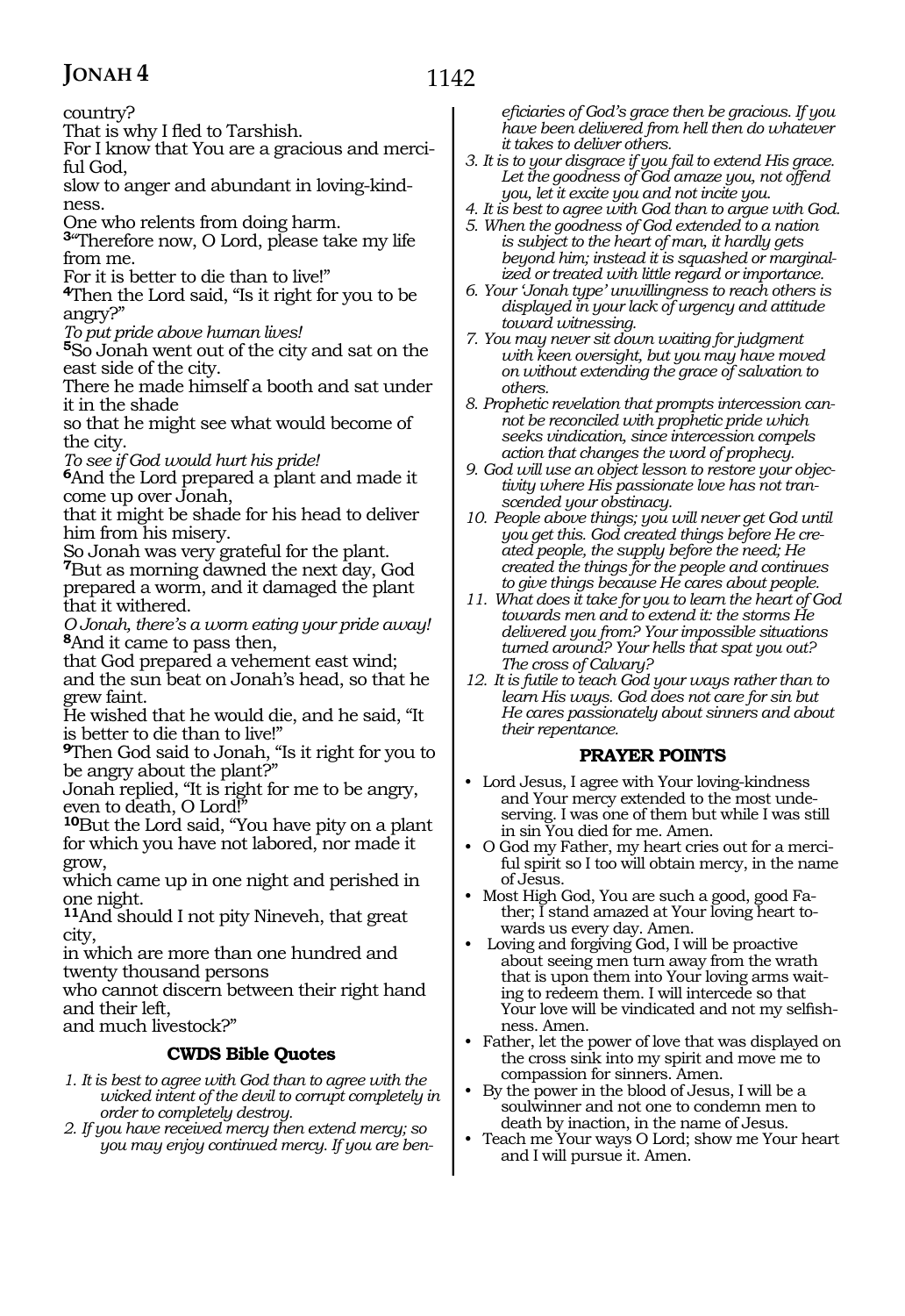country?
That is why I fled to Tarshish.
For I know that You are a gracious and merciful God,
slow to anger and abundant in loving-kindness.
One who relents from doing harm.
**3**"Therefore now, O Lord, please take my life from me.
For it is better to die than to live!"
**4**Then the Lord said, "Is it right for you to be angry?"
*To put pride above human lives!*
**5**So Jonah went out of the city and sat on the east side of the city.
There he made himself a booth and sat under it in the shade
so that he might see what would become of the city.
*To see if God would hurt his pride!*
**6**And the Lord prepared a plant and made it come up over Jonah,
that it might be shade for his head to deliver him from his misery.
So Jonah was very grateful for the plant.
**7**But as morning dawned the next day, God prepared a worm, and it damaged the plant that it withered.
*O Jonah, there's a worm eating your pride away!*
**8**And it came to pass then,
that God prepared a vehement east wind;
and the sun beat on Jonah's head, so that he grew faint.
He wished that he would die, and he said, "It is better to die than to live!"
**9**Then God said to Jonah, "Is it right for you to be angry about the plant?"
Jonah replied, "It is right for me to be angry, even to death, O Lord!"
**10**But the Lord said, "You have pity on a plant for which you have not labored, nor made it grow,
which came up in one night and perished in one night.
**11**And should I not pity Nineveh, that great city,
in which are more than one hundred and twenty thousand persons
who cannot discern between their right hand and their left,
and much livestock?"

### CWDS Bible Quotes

1. *It is best to agree with God than to agree with the wicked intent of the devil to corrupt completely in order to completely destroy.*
2. *If you have received mercy then extend mercy; so you may enjoy continued mercy. If you are beneficiaries of God's grace then be gracious. If you have been delivered from hell then do whatever it takes to deliver others.*
3. *It is to your disgrace if you fail to extend His grace. Let the goodness of God amaze you, not offend you, let it excite you and not incite you.*
4. *It is best to agree with God than to argue with God.*
5. *When the goodness of God extended to a nation is subject to the heart of man, it hardly gets beyond him; instead it is squashed or marginalized or treated with little regard or importance.*
6. *Your 'Jonah type' unwillingness to reach others is displayed in your lack of urgency and attitude toward witnessing.*
7. *You may never sit down waiting for judgment with keen oversight, but you may have moved on without extending the grace of salvation to others.*
8. *Prophetic revelation that prompts intercession cannot be reconciled with prophetic pride which seeks vindication, since intercession compels action that changes the word of prophecy.*
9. *God will use an object lesson to restore your objectivity where His passionate love has not transcended your obstinacy.*
10. *People above things; you will never get God until you get this. God created things before He created people, the supply before the need; He created the things for the people and continues to give things because He cares about people.*
11. *What does it take for you to learn the heart of God towards men and to extend it: the storms He delivered you from? Your impossible situations turned around? Your hells that spat you out? The cross of Calvary?*
12. *It is futile to teach God your ways rather than to learn His ways. God does not care for sin but He cares passionately about sinners and about their repentance.*

### PRAYER POINTS

- Lord Jesus, I agree with Your loving-kindness and Your mercy extended to the most undeserving. I was one of them but while I was still in sin You died for me. Amen.
- O God my Father, my heart cries out for a merciful spirit so I too will obtain mercy, in the name of Jesus.
- Most High God, You are such a good, good Father; I stand amazed at Your loving heart towards us every day. Amen.
- Loving and forgiving God, I will be proactive about seeing men turn away from the wrath that is upon them into Your loving arms waiting to redeem them. I will intercede so that Your love will be vindicated and not my selfishness. Amen.
- Father, let the power of love that was displayed on the cross sink into my spirit and move me to compassion for sinners. Amen.
- By the power in the blood of Jesus, I will be a soulwinner and not one to condemn men to death by inaction, in the name of Jesus.
- Teach me Your ways O Lord; show me Your heart and I will pursue it. Amen.